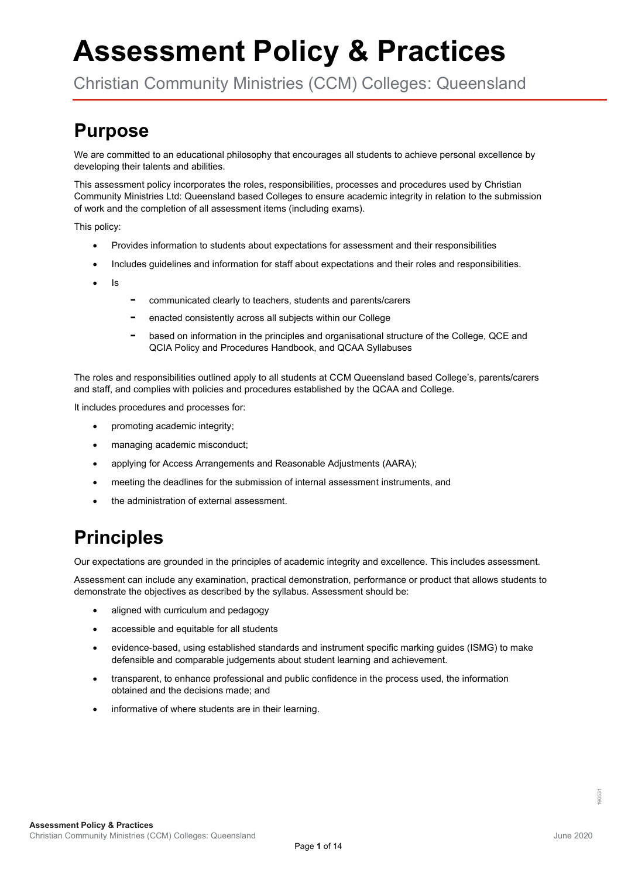# Assessment Policy & Practices

Christian Community Ministries (CCM) Colleges: Queensland

## Purpose

We are committed to an educational philosophy that encourages all students to achieve personal excellence by developing their talents and abilities.

This assessment policy incorporates the roles, responsibilities, processes and procedures used by Christian Community Ministries Ltd: Queensland based Colleges to ensure academic integrity in relation to the submission of work and the completion of all assessment items (including exams).

This policy:

- Provides information to students about expectations for assessment and their responsibilities
- Includes guidelines and information for staff about expectations and their roles and responsibilities.
- Is
  - communicated clearly to teachers, students and parents/carers
  - enacted consistently across all subjects within our College
  - based on information in the principles and organisational structure of the College, QCE and QCIA Policy and Procedures Handbook, and QCAA Syllabuses

The roles and responsibilities outlined apply to all students at CCM Queensland based College's, parents/carers and staff, and complies with policies and procedures established by the QCAA and College.

It includes procedures and processes for:

- promoting academic integrity;
- managing academic misconduct;
- applying for Access Arrangements and Reasonable Adjustments (AARA);
- meeting the deadlines for the submission of internal assessment instruments, and
- the administration of external assessment.

## Principles

Our expectations are grounded in the principles of academic integrity and excellence. This includes assessment.

Assessment can include any examination, practical demonstration, performance or product that allows students to demonstrate the objectives as described by the syllabus. Assessment should be:

- aligned with curriculum and pedagogy
- accessible and equitable for all students
- evidence-based, using established standards and instrument specific marking guides (ISMG) to make defensible and comparable judgements about student learning and achievement.
- transparent, to enhance professional and public confidence in the process used, the information obtained and the decisions made; and
- informative of where students are in their learning.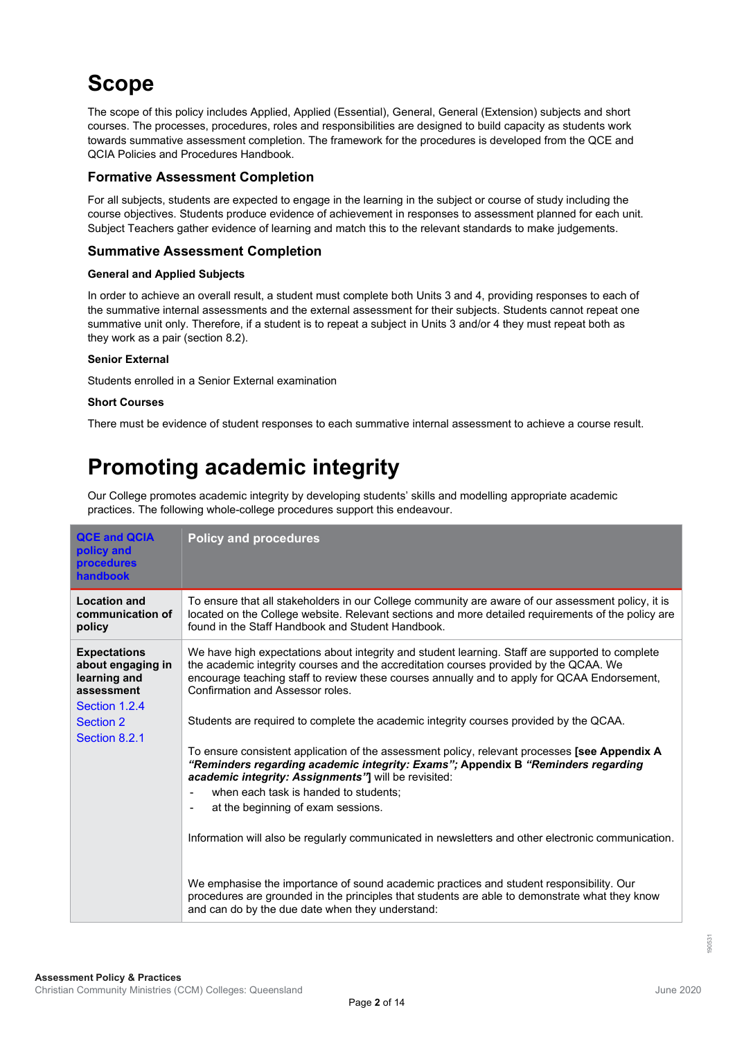# Scope

The scope of this policy includes Applied, Applied (Essential), General, General (Extension) subjects and short courses. The processes, procedures, roles and responsibilities are designed to build capacity as students work towards summative assessment completion. The framework for the procedures is developed from the QCE and QCIA Policies and Procedures Handbook.

## Formative Assessment Completion

For all subjects, students are expected to engage in the learning in the subject or course of study including the course objectives. Students produce evidence of achievement in responses to assessment planned for each unit. Subject Teachers gather evidence of learning and match this to the relevant standards to make judgements.

## Summative Assessment Completion

**General and Applied Subjects**

In order to achieve an overall result, a student must complete both Units 3 and 4, providing responses to each of the summative internal assessments and the external assessment for their subjects. Students cannot repeat one summative unit only. Therefore, if a student is to repeat a subject in Units 3 and/or 4 they must repeat both as they work as a pair (section 8.2).

**Senior External**

Students enrolled in a Senior External examination

**Short Courses**

There must be evidence of student responses to each summative internal assessment to achieve a course result.

# Promoting academic integrity

Our College promotes academic integrity by developing students' skills and modelling appropriate academic practices. The following whole-college procedures support this endeavour.

| QCE and QCIA policy and procedures handbook | Policy and procedures |
|---|---|
| **Location and communication of policy** | To ensure that all stakeholders in our College community are aware of our assessment policy, it is located on the College website. Relevant sections and more detailed requirements of the policy are found in the Staff Handbook and Student Handbook. |
| **Expectations about engaging in learning and assessment**<br>Section 1.2.4<br>Section 2<br>Section 8.2.1 | We have high expectations about integrity and student learning. Staff are supported to complete the academic integrity courses and the accreditation courses provided by the QCAA. We encourage teaching staff to review these courses annually and to apply for QCAA Endorsement, Confirmation and Assessor roles.<br><br>Students are required to complete the academic integrity courses provided by the QCAA.<br><br>To ensure consistent application of the assessment policy, relevant processes **[see Appendix A *"Reminders regarding academic integrity: Exams"*; Appendix B *"Reminders regarding academic integrity: Assignments"*]** will be revisited:<br>- when each task is handed to students;<br>- at the beginning of exam sessions.<br><br>Information will also be regularly communicated in newsletters and other electronic communication.<br><br>We emphasise the importance of sound academic practices and student responsibility. Our procedures are grounded in the principles that students are able to demonstrate what they know and can do by the due date when they understand: |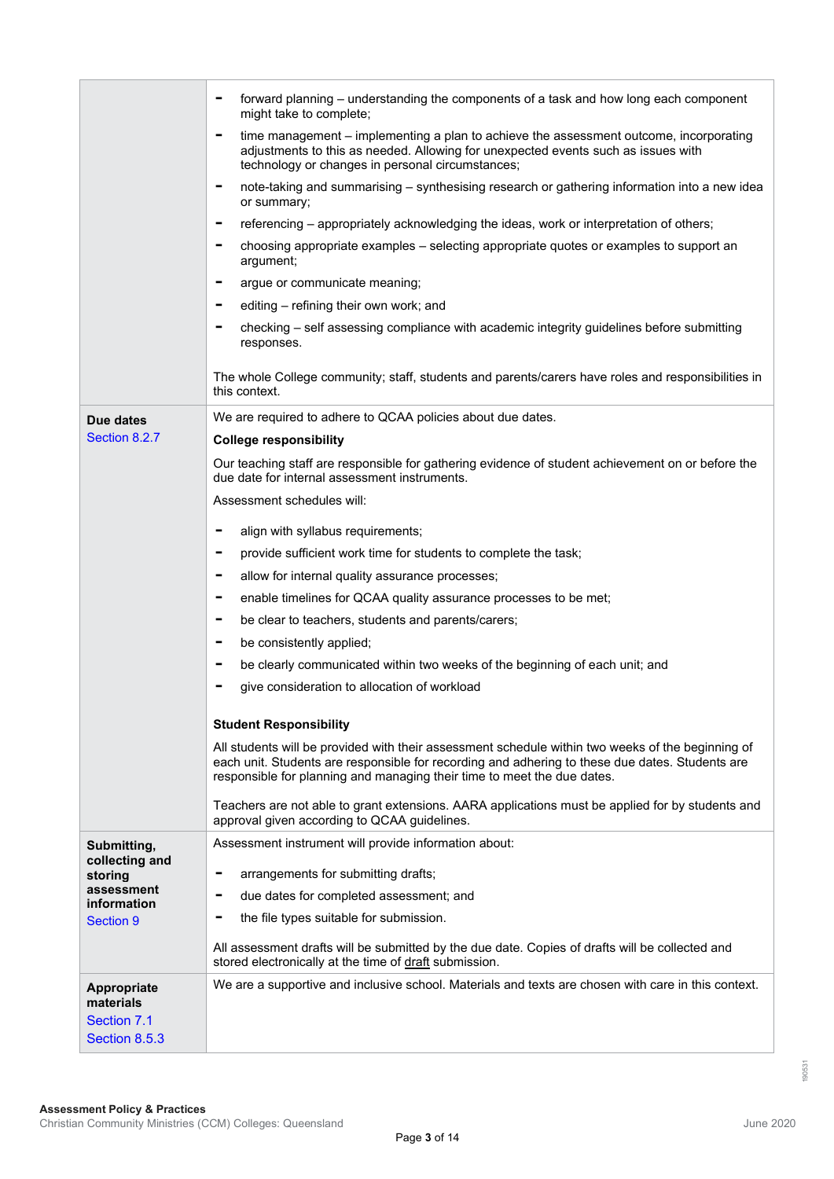| | |
|---|---|
| | - forward planning – understanding the components of a task and how long each component might take to complete;<br>- time management – implementing a plan to achieve the assessment outcome, incorporating adjustments to this as needed. Allowing for unexpected events such as issues with technology or changes in personal circumstances;<br>- note-taking and summarising – synthesising research or gathering information into a new idea or summary;<br>- referencing – appropriately acknowledging the ideas, work or interpretation of others;<br>- choosing appropriate examples – selecting appropriate quotes or examples to support an argument;<br>- argue or communicate meaning;<br>- editing – refining their own work; and<br>- checking – self assessing compliance with academic integrity guidelines before submitting responses.<br><br>The whole College community; staff, students and parents/carers have roles and responsibilities in this context. |
| **Due dates**<br>Section 8.2.7 | We are required to adhere to QCAA policies about due dates.<br><br>**College responsibility**<br><br>Our teaching staff are responsible for gathering evidence of student achievement on or before the due date for internal assessment instruments.<br><br>Assessment schedules will:<br><br>- align with syllabus requirements;<br>- provide sufficient work time for students to complete the task;<br>- allow for internal quality assurance processes;<br>- enable timelines for QCAA quality assurance processes to be met;<br>- be clear to teachers, students and parents/carers;<br>- be consistently applied;<br>- be clearly communicated within two weeks of the beginning of each unit; and<br>- give consideration to allocation of workload<br><br>**Student Responsibility**<br><br>All students will be provided with their assessment schedule within two weeks of the beginning of each unit. Students are responsible for recording and adhering to these due dates. Students are responsible for planning and managing their time to meet the due dates.<br><br>Teachers are not able to grant extensions. AARA applications must be applied for by students and approval given according to QCAA guidelines. |
| **Submitting, collecting and storing assessment information**<br>Section 9 | Assessment instrument will provide information about:<br><br>- arrangements for submitting drafts;<br>- due dates for completed assessment; and<br>- the file types suitable for submission.<br><br>All assessment drafts will be submitted by the due date. Copies of drafts will be collected and stored electronically at the time of draft submission. |
| **Appropriate materials**<br>Section 7.1<br>Section 8.5.3 | We are a supportive and inclusive school. Materials and texts are chosen with care in this context. |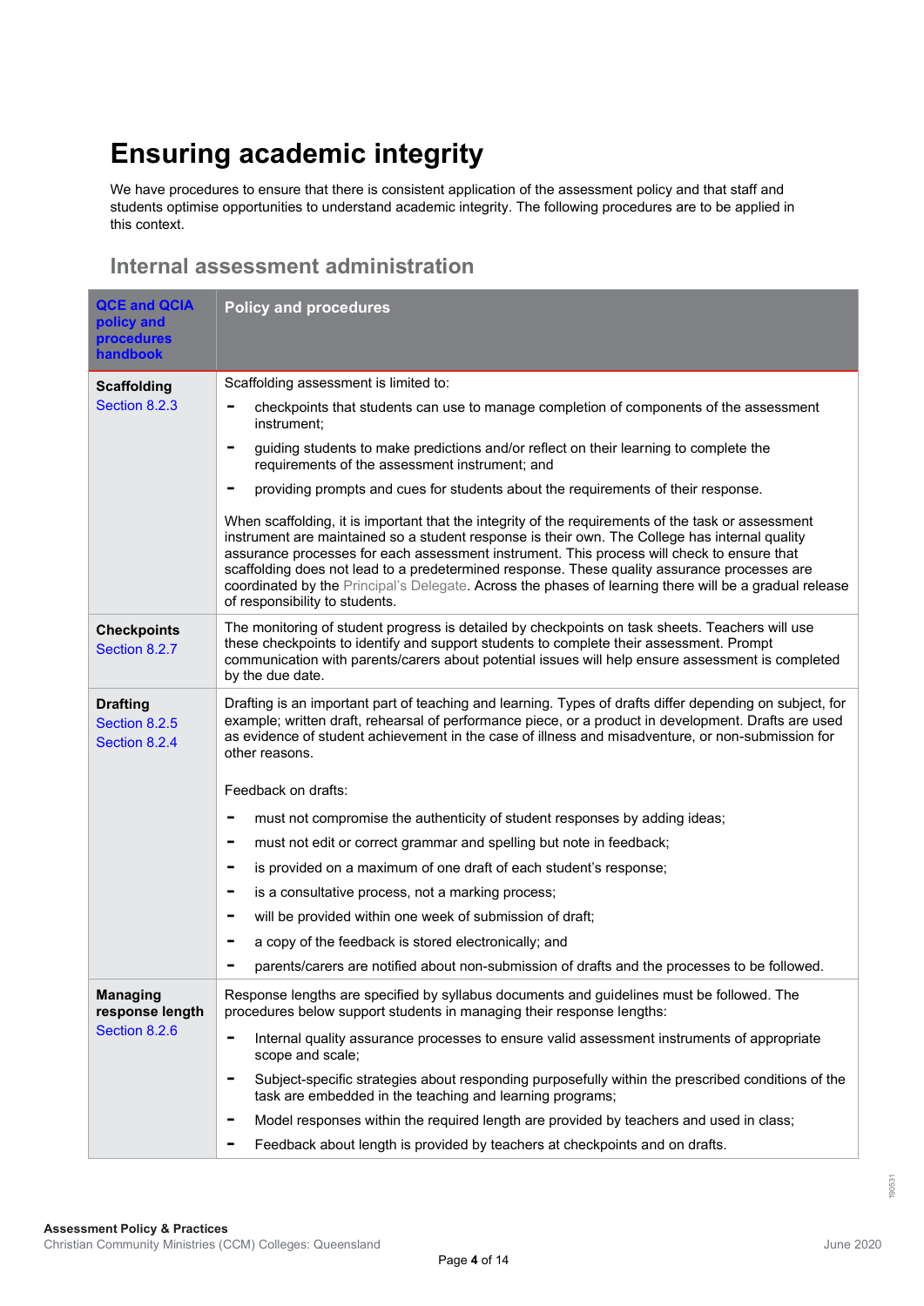# Ensuring academic integrity

We have procedures to ensure that there is consistent application of the assessment policy and that staff and students optimise opportunities to understand academic integrity. The following procedures are to be applied in this context.

## Internal assessment administration

| QCE and QCIA policy and procedures handbook | Policy and procedures |
|---|---|
| **Scaffolding** Section 8.2.3 | Scaffolding assessment is limited to:<br>- checkpoints that students can use to manage completion of components of the assessment instrument;<br>- guiding students to make predictions and/or reflect on their learning to complete the requirements of the assessment instrument; and<br>- providing prompts and cues for students about the requirements of their response.<br><br>When scaffolding, it is important that the integrity of the requirements of the task or assessment instrument are maintained so a student response is their own. The College has internal quality assurance processes for each assessment instrument. This process will check to ensure that scaffolding does not lead to a predetermined response. These quality assurance processes are coordinated by the Principal's Delegate. Across the phases of learning there will be a gradual release of responsibility to students. |
| **Checkpoints** Section 8.2.7 | The monitoring of student progress is detailed by checkpoints on task sheets. Teachers will use these checkpoints to identify and support students to complete their assessment. Prompt communication with parents/carers about potential issues will help ensure assessment is completed by the due date. |
| **Drafting** Section 8.2.5 Section 8.2.4 | Drafting is an important part of teaching and learning. Types of drafts differ depending on subject, for example; written draft, rehearsal of performance piece, or a product in development. Drafts are used as evidence of student achievement in the case of illness and misadventure, or non-submission for other reasons.<br><br>Feedback on drafts:<br>- must not compromise the authenticity of student responses by adding ideas;<br>- must not edit or correct grammar and spelling but note in feedback;<br>- is provided on a maximum of one draft of each student's response;<br>- is a consultative process, not a marking process;<br>- will be provided within one week of submission of draft;<br>- a copy of the feedback is stored electronically; and<br>- parents/carers are notified about non-submission of drafts and the processes to be followed. |
| **Managing response length** Section 8.2.6 | Response lengths are specified by syllabus documents and guidelines must be followed. The procedures below support students in managing their response lengths:<br>- Internal quality assurance processes to ensure valid assessment instruments of appropriate scope and scale;<br>- Subject-specific strategies about responding purposefully within the prescribed conditions of the task are embedded in the teaching and learning programs;<br>- Model responses within the required length are provided by teachers and used in class;<br>- Feedback about length is provided by teachers at checkpoints and on drafts. |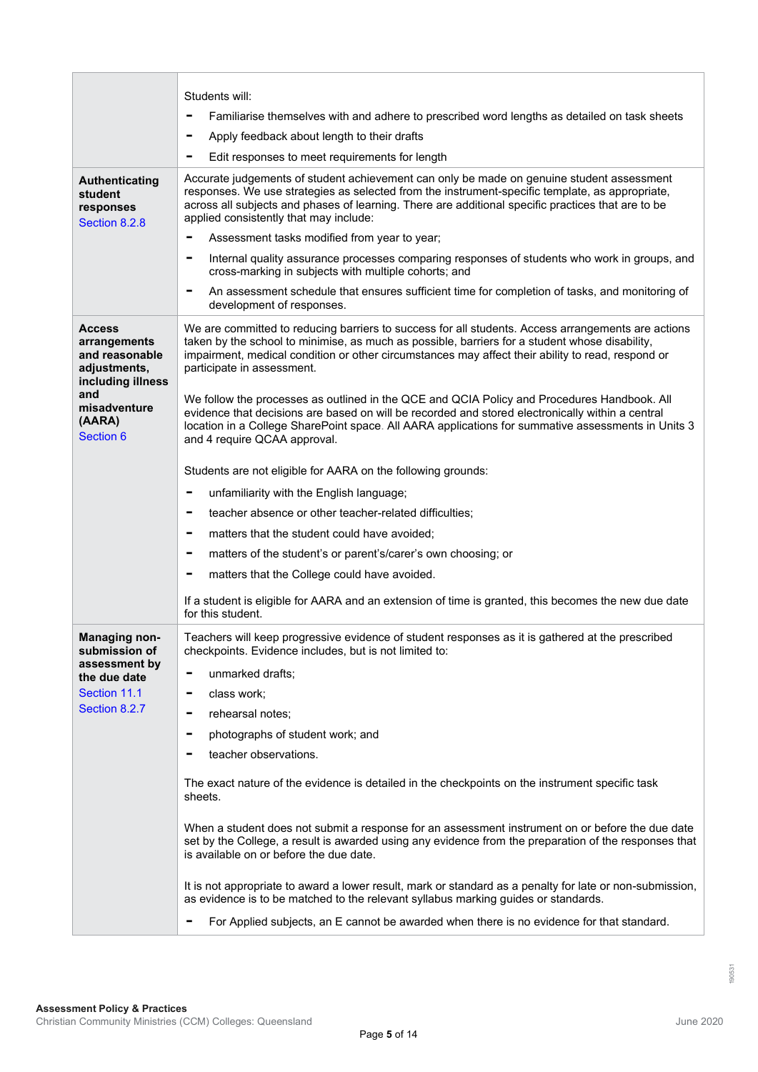| | |
|---|---|
| | Students will:<br>- Familiarise themselves with and adhere to prescribed word lengths as detailed on task sheets<br>- Apply feedback about length to their drafts<br>- Edit responses to meet requirements for length |
| **Authenticating student responses**<br>Section 8.2.8 | Accurate judgements of student achievement can only be made on genuine student assessment responses. We use strategies as selected from the instrument-specific template, as appropriate, across all subjects and phases of learning. There are additional specific practices that are to be applied consistently that may include:<br>- Assessment tasks modified from year to year;<br>- Internal quality assurance processes comparing responses of students who work in groups, and cross-marking in subjects with multiple cohorts; and<br>- An assessment schedule that ensures sufficient time for completion of tasks, and monitoring of development of responses. |
| **Access arrangements and reasonable adjustments, including illness and misadventure (AARA)**<br>Section 6 | We are committed to reducing barriers to success for all students. Access arrangements are actions taken by the school to minimise, as much as possible, barriers for a student whose disability, impairment, medical condition or other circumstances may affect their ability to read, respond or participate in assessment.<br><br>We follow the processes as outlined in the QCE and QCIA Policy and Procedures Handbook. All evidence that decisions are based on will be recorded and stored electronically within a central location in a College SharePoint space. All AARA applications for summative assessments in Units 3 and 4 require QCAA approval.<br><br>Students are not eligible for AARA on the following grounds:<br>- unfamiliarity with the English language;<br>- teacher absence or other teacher-related difficulties;<br>- matters that the student could have avoided;<br>- matters of the student's or parent's/carer's own choosing; or<br>- matters that the College could have avoided.<br><br>If a student is eligible for AARA and an extension of time is granted, this becomes the new due date for this student. |
| **Managing non-submission of assessment by the due date**<br>Section 11.1<br>Section 8.2.7 | Teachers will keep progressive evidence of student responses as it is gathered at the prescribed checkpoints. Evidence includes, but is not limited to:<br>- unmarked drafts;<br>- class work;<br>- rehearsal notes;<br>- photographs of student work; and<br>- teacher observations.<br><br>The exact nature of the evidence is detailed in the checkpoints on the instrument specific task sheets.<br><br>When a student does not submit a response for an assessment instrument on or before the due date set by the College, a result is awarded using any evidence from the preparation of the responses that is available on or before the due date.<br><br>It is not appropriate to award a lower result, mark or standard as a penalty for late or non-submission, as evidence is to be matched to the relevant syllabus marking guides or standards.<br>- For Applied subjects, an E cannot be awarded when there is no evidence for that standard. |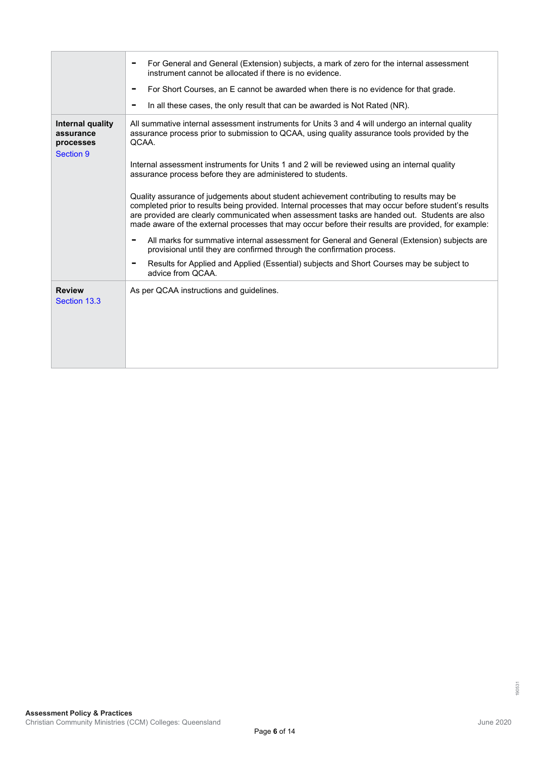| | |
|---|---|
| | - For General and General (Extension) subjects, a mark of zero for the internal assessment instrument cannot be allocated if there is no evidence.<br>- For Short Courses, an E cannot be awarded when there is no evidence for that grade.<br>- In all these cases, the only result that can be awarded is Not Rated (NR). |
| **Internal quality assurance processes**<br>Section 9 | All summative internal assessment instruments for Units 3 and 4 will undergo an internal quality assurance process prior to submission to QCAA, using quality assurance tools provided by the QCAA.<br><br>Internal assessment instruments for Units 1 and 2 will be reviewed using an internal quality assurance process before they are administered to students.<br><br>Quality assurance of judgements about student achievement contributing to results may be completed prior to results being provided. Internal processes that may occur before student's results are provided are clearly communicated when assessment tasks are handed out. Students are also made aware of the external processes that may occur before their results are provided, for example:<br>- All marks for summative internal assessment for General and General (Extension) subjects are provisional until they are confirmed through the confirmation process.<br>- Results for Applied and Applied (Essential) subjects and Short Courses may be subject to advice from QCAA. |
| **Review**<br>Section 13.3 | As per QCAA instructions and guidelines. |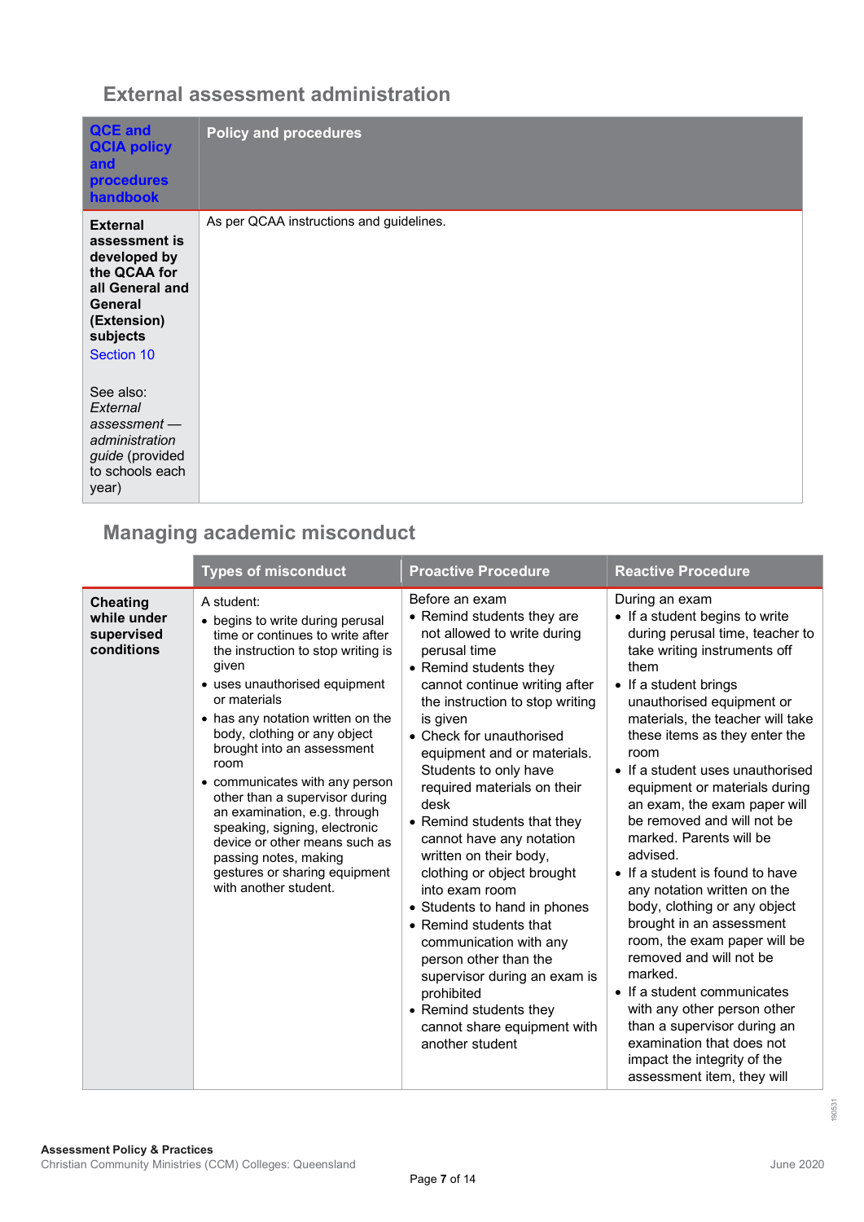## External assessment administration

| QCE and QCIA policy and procedures handbook | Policy and procedures |
|---|---|
| **External assessment is developed by the QCAA for all General and General (Extension) subjects**<br>Section 10<br><br>See also: *External assessment — administration guide* (provided to schools each year) | As per QCAA instructions and guidelines. |

## Managing academic misconduct

| | Types of misconduct | Proactive Procedure | Reactive Procedure |
|---|---|---|---|
| **Cheating while under supervised conditions** | A student:<br>• begins to write during perusal time or continues to write after the instruction to stop writing is given<br>• uses unauthorised equipment or materials<br>• has any notation written on the body, clothing or any object brought into an assessment room<br>• communicates with any person other than a supervisor during an examination, e.g. through speaking, signing, electronic device or other means such as passing notes, making gestures or sharing equipment with another student. | Before an exam<br>• Remind students they are not allowed to write during perusal time<br>• Remind students they cannot continue writing after the instruction to stop writing is given<br>• Check for unauthorised equipment and or materials. Students to only have required materials on their desk<br>• Remind students that they cannot have any notation written on their body, clothing or object brought into exam room<br>• Students to hand in phones<br>• Remind students that communication with any person other than the supervisor during an exam is prohibited<br>• Remind students they cannot share equipment with another student | During an exam<br>• If a student begins to write during perusal time, teacher to take writing instruments off them<br>• If a student brings unauthorised equipment or materials, the teacher will take these items as they enter the room<br>• If a student uses unauthorised equipment or materials during an exam, the exam paper will be removed and will not be marked. Parents will be advised.<br>• If a student is found to have any notation written on the body, clothing or any object brought in an assessment room, the exam paper will be removed and will not be marked.<br>• If a student communicates with any other person other than a supervisor during an examination that does not impact the integrity of the assessment item, they will |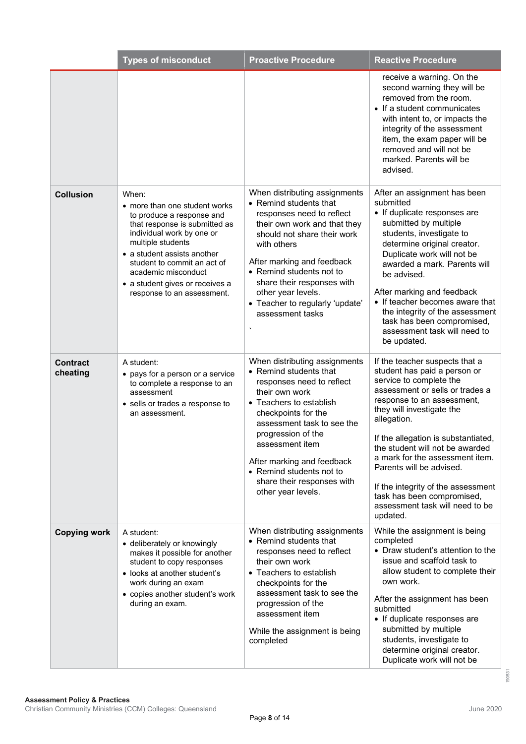| | Types of misconduct | Proactive Procedure | Reactive Procedure |
|---|---|---|---|
| | | | receive a warning. On the second warning they will be removed from the room.<br>• If a student communicates with intent to, or impacts the integrity of the assessment item, the exam paper will be removed and will not be marked. Parents will be advised. |
| **Collusion** | When:<br>• more than one student works to produce a response and that response is submitted as individual work by one or multiple students<br>• a student assists another student to commit an act of academic misconduct<br>• a student gives or receives a response to an assessment. | When distributing assignments<br>• Remind students that responses need to reflect their own work and that they should not share their work with others<br><br>After marking and feedback<br>• Remind students not to share their responses with other year levels.<br>• Teacher to regularly 'update' assessment tasks<br>` | After an assignment has been submitted<br>• If duplicate responses are submitted by multiple students, investigate to determine original creator. Duplicate work will not be awarded a mark. Parents will be advised.<br><br>After marking and feedback<br>• If teacher becomes aware that the integrity of the assessment task has been compromised, assessment task will need to be updated. |
| **Contract cheating** | A student:<br>• pays for a person or a service to complete a response to an assessment<br>• sells or trades a response to an assessment. | When distributing assignments<br>• Remind students that responses need to reflect their own work<br>• Teachers to establish checkpoints for the assessment task to see the progression of the assessment item<br><br>After marking and feedback<br>• Remind students not to share their responses with other year levels. | If the teacher suspects that a student has paid a person or service to complete the assessment or sells or trades a response to an assessment, they will investigate the allegation.<br><br>If the allegation is substantiated, the student will not be awarded a mark for the assessment item. Parents will be advised.<br><br>If the integrity of the assessment task has been compromised, assessment task will need to be updated. |
| **Copying work** | A student:<br>• deliberately or knowingly makes it possible for another student to copy responses<br>• looks at another student's work during an exam<br>• copies another student's work during an exam. | When distributing assignments<br>• Remind students that responses need to reflect their own work<br>• Teachers to establish checkpoints for the assessment task to see the progression of the assessment item<br><br>While the assignment is being completed | While the assignment is being completed<br>• Draw student's attention to the issue and scaffold task to allow student to complete their own work.<br><br>After the assignment has been submitted<br>• If duplicate responses are submitted by multiple students, investigate to determine original creator. Duplicate work will not be |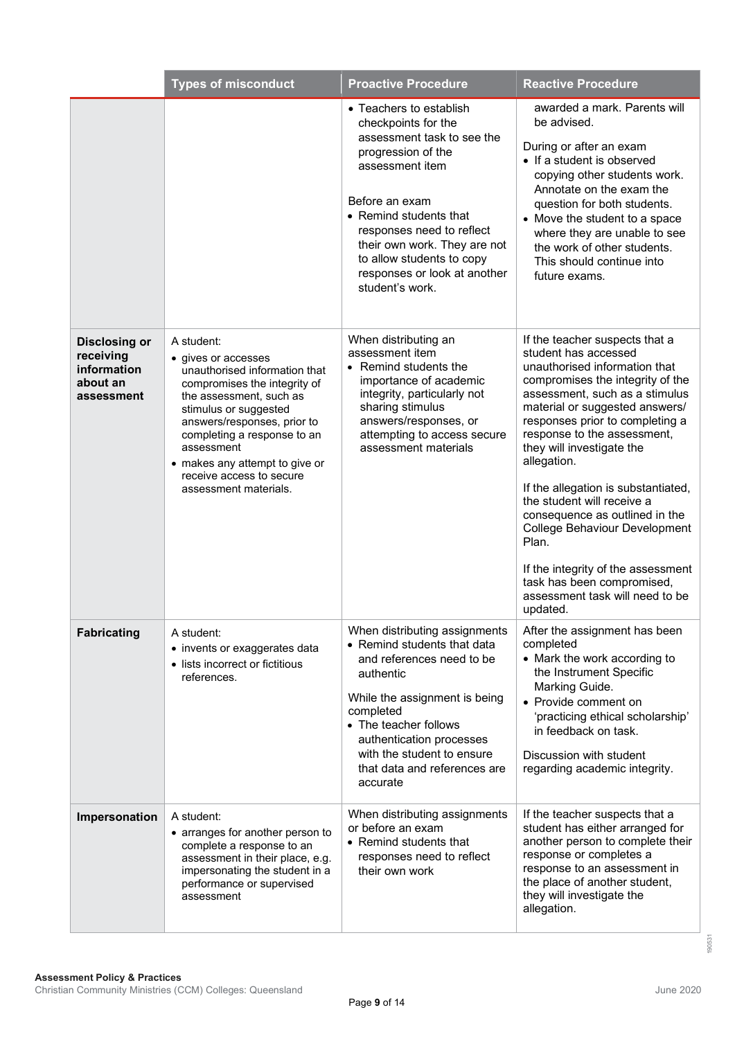|  | Types of misconduct | Proactive Procedure | Reactive Procedure |
|---|---|---|---|
|  |  | • Teachers to establish checkpoints for the assessment task to see the progression of the assessment item<br><br>Before an exam<br>• Remind students that responses need to reflect their own work. They are not to allow students to copy responses or look at another student's work. | awarded a mark. Parents will be advised.<br><br>During or after an exam<br>• If a student is observed copying other students work. Annotate on the exam the question for both students.<br>• Move the student to a space where they are unable to see the work of other students. This should continue into future exams. |
| **Disclosing or receiving information about an assessment** | A student:<br>• gives or accesses unauthorised information that compromises the integrity of the assessment, such as stimulus or suggested answers/responses, prior to completing a response to an assessment<br>• makes any attempt to give or receive access to secure assessment materials. | When distributing an assessment item<br>• Remind students the importance of academic integrity, particularly not sharing stimulus answers/responses, or attempting to access secure assessment materials | If the teacher suspects that a student has accessed unauthorised information that compromises the integrity of the assessment, such as a stimulus material or suggested answers/ responses prior to completing a response to the assessment, they will investigate the allegation.<br><br>If the allegation is substantiated, the student will receive a consequence as outlined in the College Behaviour Development Plan.<br><br>If the integrity of the assessment task has been compromised, assessment task will need to be updated. |
| **Fabricating** | A student:<br>• invents or exaggerates data<br>• lists incorrect or fictitious references. | When distributing assignments<br>• Remind students that data and references need to be authentic<br><br>While the assignment is being completed<br>• The teacher follows authentication processes with the student to ensure that data and references are accurate | After the assignment has been completed<br>• Mark the work according to the Instrument Specific Marking Guide.<br>• Provide comment on 'practicing ethical scholarship' in feedback on task.<br><br>Discussion with student regarding academic integrity. |
| **Impersonation** | A student:<br>• arranges for another person to complete a response to an assessment in their place, e.g. impersonating the student in a performance or supervised assessment | When distributing assignments or before an exam<br>• Remind students that responses need to reflect their own work | If the teacher suspects that a student has either arranged for another person to complete their response or completes a response to an assessment in the place of another student, they will investigate the allegation. |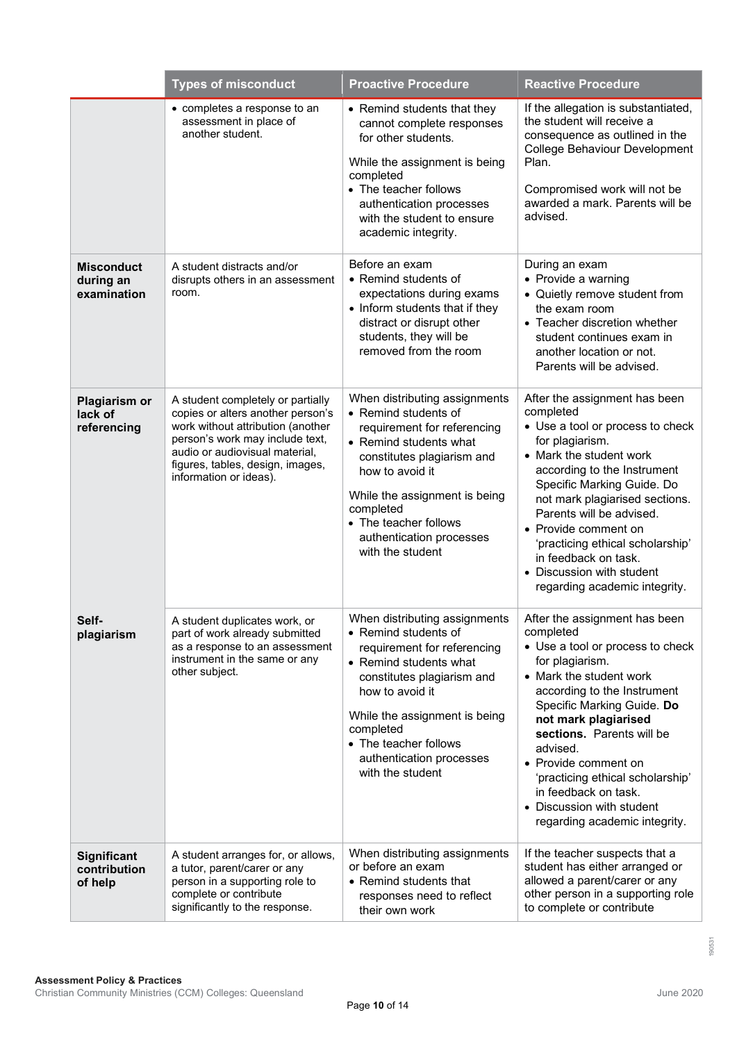| | Types of misconduct | Proactive Procedure | Reactive Procedure |
|---|---|---|---|
| | • completes a response to an assessment in place of another student. | • Remind students that they cannot complete responses for other students.<br><br>While the assignment is being completed<br>• The teacher follows authentication processes with the student to ensure academic integrity. | If the allegation is substantiated, the student will receive a consequence as outlined in the College Behaviour Development Plan.<br><br>Compromised work will not be awarded a mark. Parents will be advised. |
| **Misconduct during an examination** | A student distracts and/or disrupts others in an assessment room. | Before an exam<br>• Remind students of expectations during exams<br>• Inform students that if they distract or disrupt other students, they will be removed from the room | During an exam<br>• Provide a warning<br>• Quietly remove student from the exam room<br>• Teacher discretion whether student continues exam in another location or not. Parents will be advised. |
| **Plagiarism or lack of referencing** | A student completely or partially copies or alters another person's work without attribution (another person's work may include text, audio or audiovisual material, figures, tables, design, images, information or ideas). | When distributing assignments<br>• Remind students of requirement for referencing<br>• Remind students what constitutes plagiarism and how to avoid it<br><br>While the assignment is being completed<br>• The teacher follows authentication processes with the student | After the assignment has been completed<br>• Use a tool or process to check for plagiarism.<br>• Mark the student work according to the Instrument Specific Marking Guide. Do not mark plagiarised sections. Parents will be advised.<br>• Provide comment on 'practicing ethical scholarship' in feedback on task.<br>• Discussion with student regarding academic integrity. |
| **Self-plagiarism** | A student duplicates work, or part of work already submitted as a response to an assessment instrument in the same or any other subject. | When distributing assignments<br>• Remind students of requirement for referencing<br>• Remind students what constitutes plagiarism and how to avoid it<br><br>While the assignment is being completed<br>• The teacher follows authentication processes with the student | After the assignment has been completed<br>• Use a tool or process to check for plagiarism.<br>• Mark the student work according to the Instrument Specific Marking Guide. **Do not mark plagiarised sections.** Parents will be advised.<br>• Provide comment on 'practicing ethical scholarship' in feedback on task.<br>• Discussion with student regarding academic integrity. |
| **Significant contribution of help** | A student arranges for, or allows, a tutor, parent/carer or any person in a supporting role to complete or contribute significantly to the response. | When distributing assignments or before an exam<br>• Remind students that responses need to reflect their own work | If the teacher suspects that a student has either arranged or allowed a parent/carer or any other person in a supporting role to complete or contribute |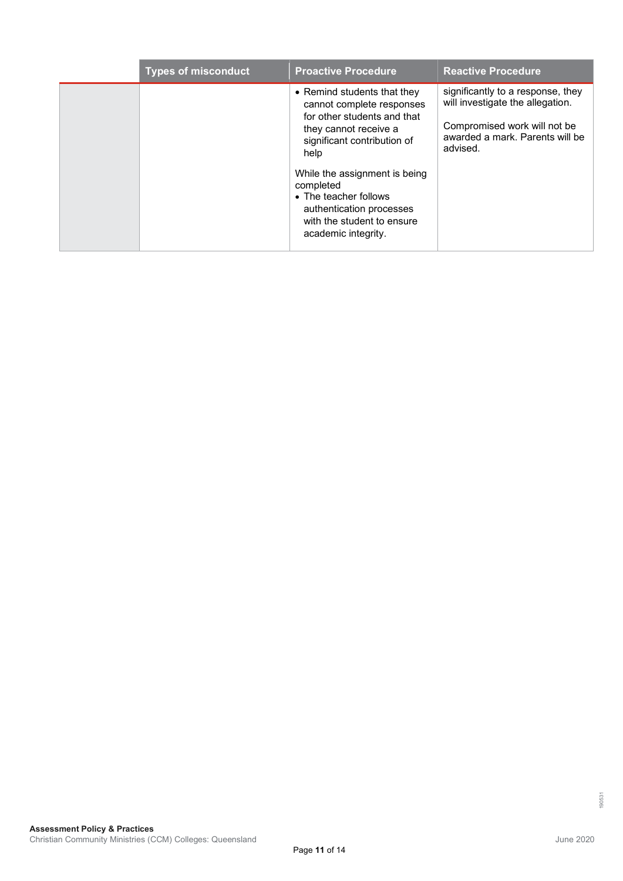| | Types of misconduct | Proactive Procedure | Reactive Procedure |
|---|---|---|---|
| | | • Remind students that they cannot complete responses for other students and that they cannot receive a significant contribution of help<br><br>While the assignment is being completed<br>• The teacher follows authentication processes with the student to ensure academic integrity. | significantly to a response, they will investigate the allegation.<br><br>Compromised work will not be awarded a mark. Parents will be advised. |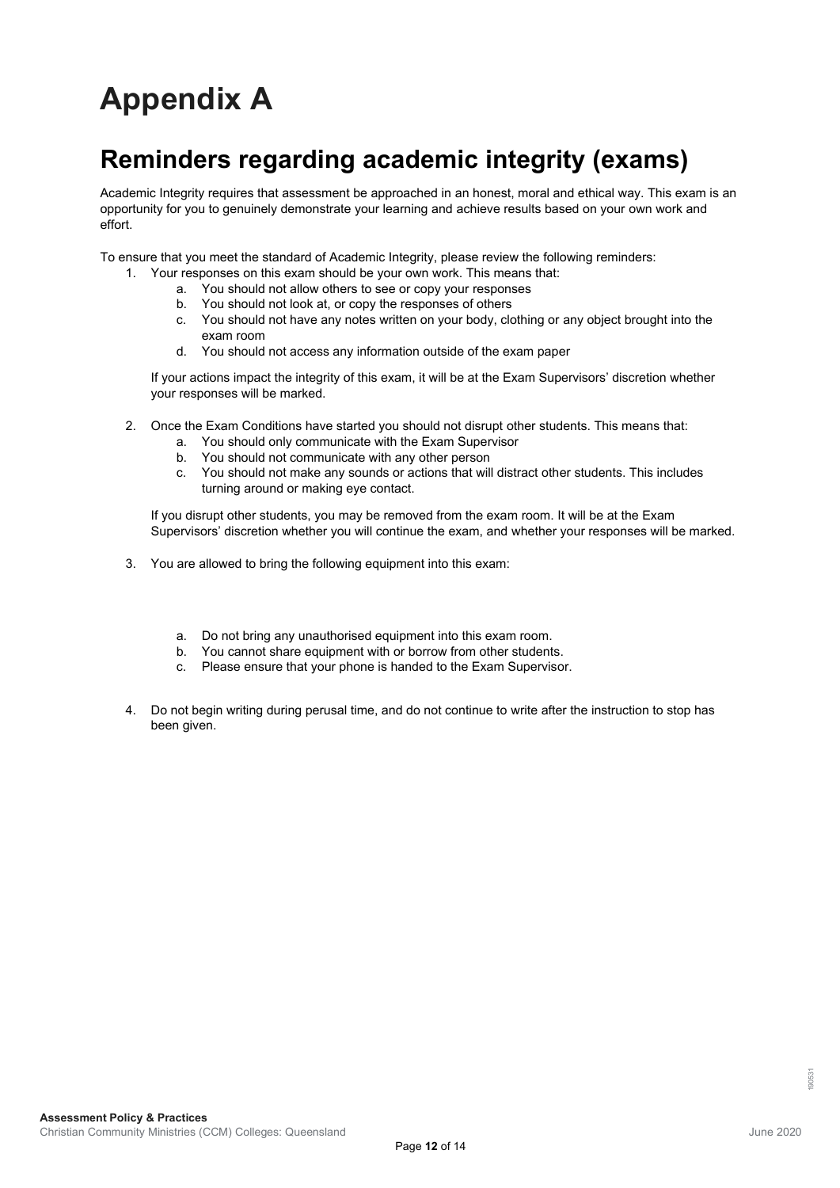# Appendix A

## Reminders regarding academic integrity (exams)

Academic Integrity requires that assessment be approached in an honest, moral and ethical way. This exam is an opportunity for you to genuinely demonstrate your learning and achieve results based on your own work and effort.

To ensure that you meet the standard of Academic Integrity, please review the following reminders:

1. Your responses on this exam should be your own work. This means that:
   a. You should not allow others to see or copy your responses
   b. You should not look at, or copy the responses of others
   c. You should not have any notes written on your body, clothing or any object brought into the exam room
   d. You should not access any information outside of the exam paper

   If your actions impact the integrity of this exam, it will be at the Exam Supervisors' discretion whether your responses will be marked.

2. Once the Exam Conditions have started you should not disrupt other students. This means that:
   a. You should only communicate with the Exam Supervisor
   b. You should not communicate with any other person
   c. You should not make any sounds or actions that will distract other students. This includes turning around or making eye contact.

   If you disrupt other students, you may be removed from the exam room. It will be at the Exam Supervisors' discretion whether you will continue the exam, and whether your responses will be marked.

3. You are allowed to bring the following equipment into this exam:

   a. Do not bring any unauthorised equipment into this exam room.
   b. You cannot share equipment with or borrow from other students.
   c. Please ensure that your phone is handed to the Exam Supervisor.

4. Do not begin writing during perusal time, and do not continue to write after the instruction to stop has been given.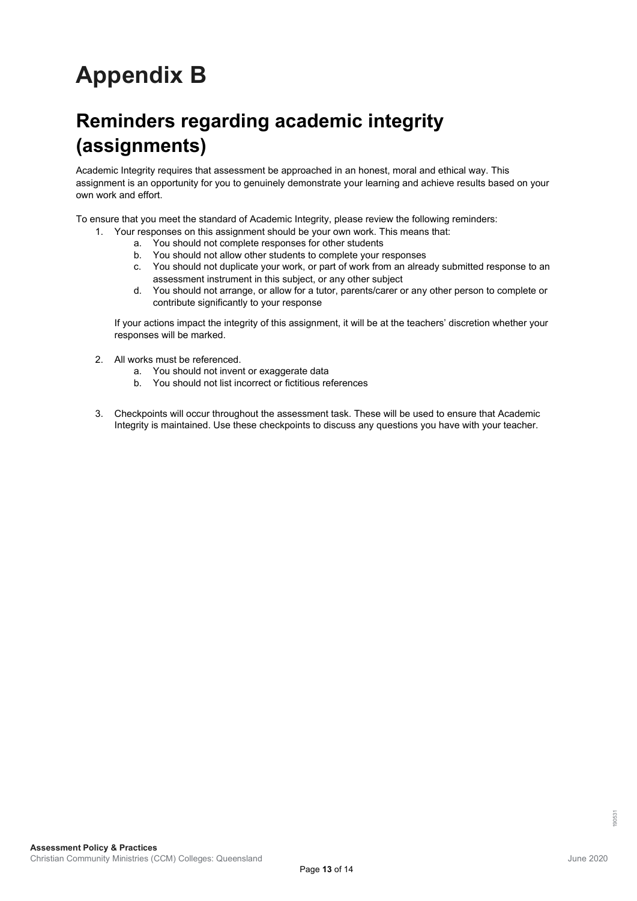# Appendix B

## Reminders regarding academic integrity (assignments)

Academic Integrity requires that assessment be approached in an honest, moral and ethical way. This assignment is an opportunity for you to genuinely demonstrate your learning and achieve results based on your own work and effort.

To ensure that you meet the standard of Academic Integrity, please review the following reminders:

1. Your responses on this assignment should be your own work. This means that:
    a. You should not complete responses for other students
    b. You should not allow other students to complete your responses
    c. You should not duplicate your work, or part of work from an already submitted response to an assessment instrument in this subject, or any other subject
    d. You should not arrange, or allow for a tutor, parents/carer or any other person to complete or contribute significantly to your response

    If your actions impact the integrity of this assignment, it will be at the teachers' discretion whether your responses will be marked.

2. All works must be referenced.
    a. You should not invent or exaggerate data
    b. You should not list incorrect or fictitious references

3. Checkpoints will occur throughout the assessment task. These will be used to ensure that Academic Integrity is maintained. Use these checkpoints to discuss any questions you have with your teacher.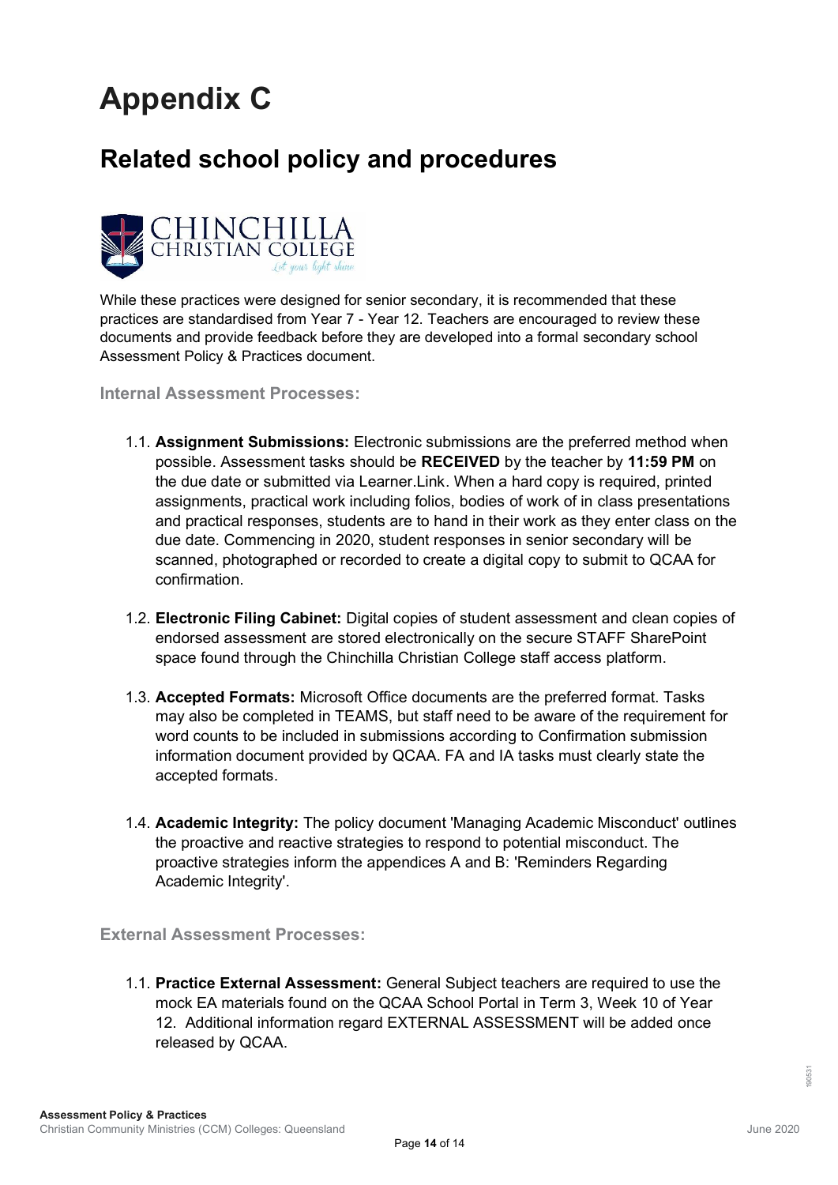# Appendix C

## Related school policy and procedures

While these practices were designed for senior secondary, it is recommended that these practices are standardised from Year 7 - Year 12. Teachers are encouraged to review these documents and provide feedback before they are developed into a formal secondary school Assessment Policy & Practices document.

### Internal Assessment Processes:

1.1. **Assignment Submissions:** Electronic submissions are the preferred method when possible. Assessment tasks should be **RECEIVED** by the teacher by **11:59 PM** on the due date or submitted via Learner.Link. When a hard copy is required, printed assignments, practical work including folios, bodies of work of in class presentations and practical responses, students are to hand in their work as they enter class on the due date. Commencing in 2020, student responses in senior secondary will be scanned, photographed or recorded to create a digital copy to submit to QCAA for confirmation.

1.2. **Electronic Filing Cabinet:** Digital copies of student assessment and clean copies of endorsed assessment are stored electronically on the secure STAFF SharePoint space found through the Chinchilla Christian College staff access platform.

1.3. **Accepted Formats:** Microsoft Office documents are the preferred format. Tasks may also be completed in TEAMS, but staff need to be aware of the requirement for word counts to be included in submissions according to Confirmation submission information document provided by QCAA. FA and IA tasks must clearly state the accepted formats.

1.4. **Academic Integrity:** The policy document 'Managing Academic Misconduct' outlines the proactive and reactive strategies to respond to potential misconduct. The proactive strategies inform the appendices A and B: 'Reminders Regarding Academic Integrity'.

### External Assessment Processes:

1.1. **Practice External Assessment:** General Subject teachers are required to use the mock EA materials found on the QCAA School Portal in Term 3, Week 10 of Year 12. Additional information regard EXTERNAL ASSESSMENT will be added once released by QCAA.